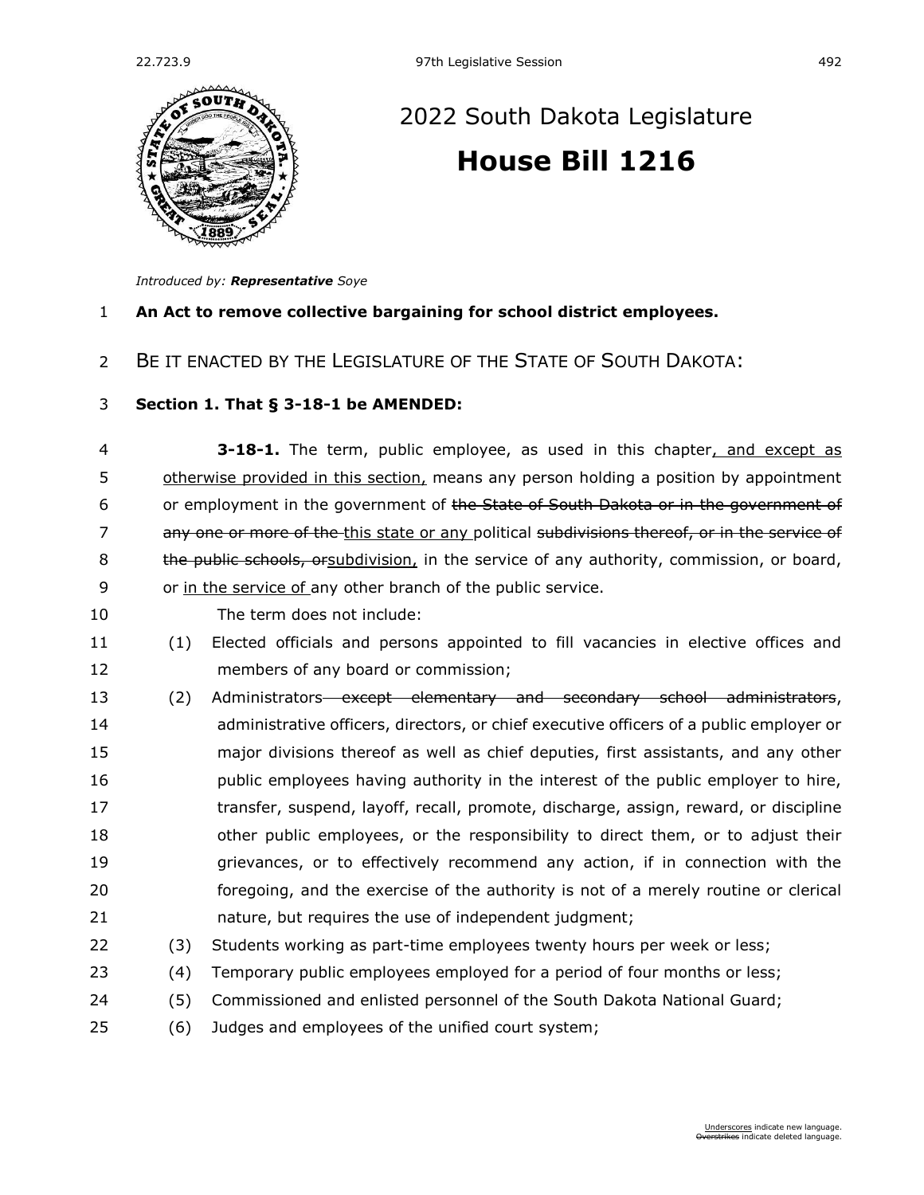# 2022 South Dakota Legislature

# House Bill 1216

*Introduced by: **Representative** Soye*

**An Act to remove collective bargaining for school district employees.**

BE IT ENACTED BY THE LEGISLATURE OF THE STATE OF SOUTH DAKOTA:

**Section 1. That § 3-18-1 be AMENDED:**

**3-18-1.** The term, public employee, as used in this chapter<u>, and except as otherwise provided in this section,</u> means any person holding a position by appointment or employment in the government of ~~the State of South Dakota or in the government of any one or more of the~~ <u>this state or any</u> political ~~subdivisions thereof, or in the service of the public schools, or~~<u>subdivision,</u> in the service of any authority, commission, or board, or <u>in the service of</u> any other branch of the public service.

The term does not include:

(1) Elected officials and persons appointed to fill vacancies in elective offices and members of any board or commission;

(2) Administrators~~ except elementary and secondary school administrators~~, administrative officers, directors, or chief executive officers of a public employer or major divisions thereof as well as chief deputies, first assistants, and any other public employees having authority in the interest of the public employer to hire, transfer, suspend, layoff, recall, promote, discharge, assign, reward, or discipline other public employees, or the responsibility to direct them, or to adjust their grievances, or to effectively recommend any action, if in connection with the foregoing, and the exercise of the authority is not of a merely routine or clerical nature, but requires the use of independent judgment;

(3) Students working as part-time employees twenty hours per week or less;

(4) Temporary public employees employed for a period of four months or less;

(5) Commissioned and enlisted personnel of the South Dakota National Guard;

(6) Judges and employees of the unified court system;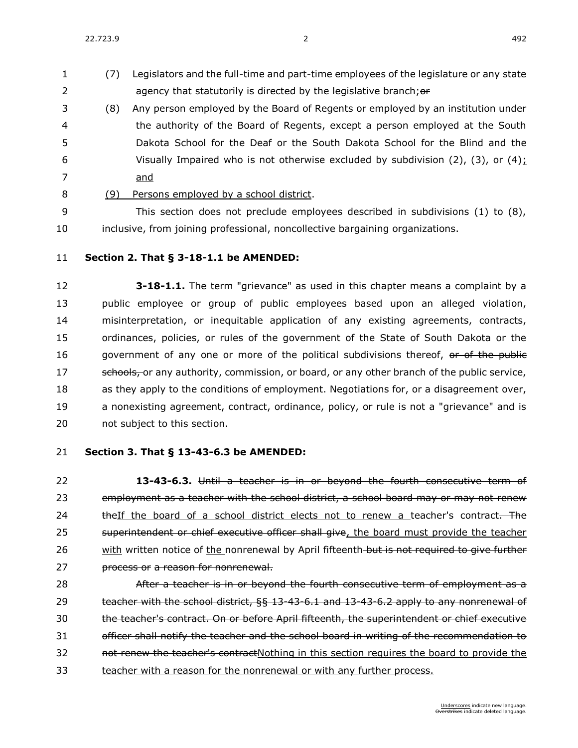(7) Legislators and the full-time and part-time employees of the legislature or any state agency that statutorily is directed by the legislative branch;~~or~~

(8) Any person employed by the Board of Regents or employed by an institution under the authority of the Board of Regents, except a person employed at the South Dakota School for the Deaf or the South Dakota School for the Blind and the Visually Impaired who is not otherwise excluded by subdivision (2), (3), or (4)<u>; and</u>

<u>(9) Persons employed by a school district</u>.

This section does not preclude employees described in subdivisions (1) to (8), inclusive, from joining professional, noncollective bargaining organizations.

**Section 2. That § 3-18-1.1 be AMENDED:**

**3-18-1.1.** The term "grievance" as used in this chapter means a complaint by a public employee or group of public employees based upon an alleged violation, misinterpretation, or inequitable application of any existing agreements, contracts, ordinances, policies, or rules of the government of the State of South Dakota or the government of any one or more of the political subdivisions thereof, ~~or of the public schools,~~ or any authority, commission, or board, or any other branch of the public service, as they apply to the conditions of employment. Negotiations for, or a disagreement over, a nonexisting agreement, contract, ordinance, policy, or rule is not a "grievance" and is not subject to this section.

**Section 3. That § 13-43-6.3 be AMENDED:**

**13-43-6.3.** ~~Until a teacher is in or beyond the fourth consecutive term of employment as a teacher with the school district, a school board may or may not renew the~~<u>If the board of a school district elects not to renew a</u> teacher's contract~~. The superintendent or chief executive officer shall give~~<u>, the board must provide the teacher with</u> written notice of <u>the</u> nonrenewal by April fifteenth~~ but is not required to give further process or a reason for nonrenewal.~~

~~After a teacher is in or beyond the fourth consecutive term of employment as a teacher with the school district, §§ 13-43-6.1 and 13-43-6.2 apply to any nonrenewal of the teacher's contract. On or before April fifteenth, the superintendent or chief executive officer shall notify the teacher and the school board in writing of the recommendation to not renew the teacher's contract~~<u>Nothing in this section requires the board to provide the teacher with a reason for the nonrenewal or with any further process.</u>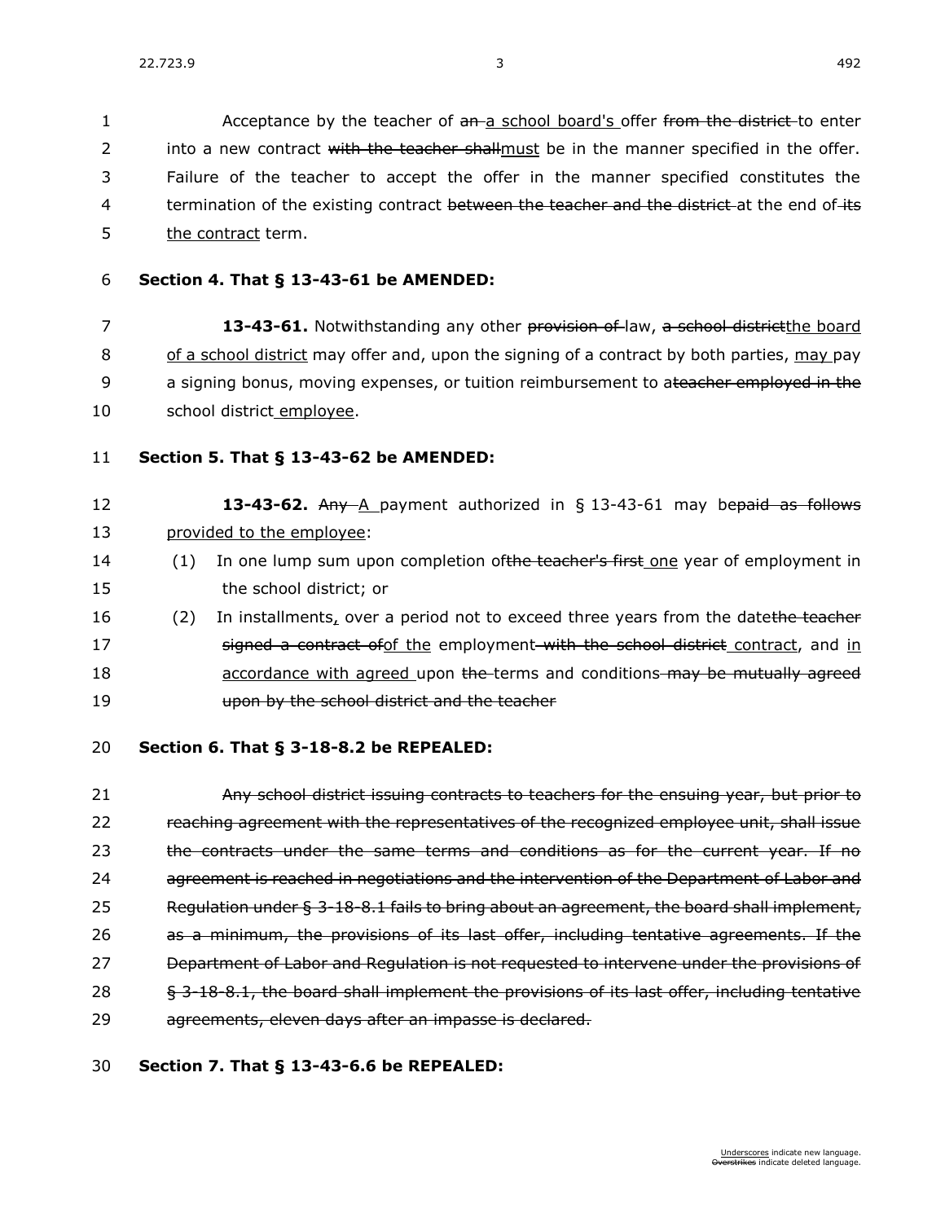Acceptance by the teacher of ~~an~~ <u>a school board's</u> offer ~~from the district~~ to enter into a new contract ~~with the teacher shall~~<u>must</u> be in the manner specified in the offer. Failure of the teacher to accept the offer in the manner specified constitutes the termination of the existing contract ~~between the teacher and the district~~ at the end of ~~its~~ <u>the contract</u> term.

**Section 4. That § 13-43-61 be AMENDED:**

**13-43-61.** Notwithstanding any other ~~provision of~~ law, ~~a school district~~<u>the board of a school district</u> may offer and, upon the signing of a contract by both parties, <u>may</u> pay a signing bonus, moving expenses, or tuition reimbursement to a~~teacher employed in the~~ school district<u> employee</u>.

**Section 5. That § 13-43-62 be AMENDED:**

**13-43-62.** ~~Any~~ <u>A</u> payment authorized in § 13-43-61 may be~~paid as follows~~ <u>provided to the employee</u>:

(1) In one lump sum upon completion of~~the teacher's first~~ <u>one</u> year of employment in the school district; or

(2) In installments<u>,</u> over a period not to exceed three years from the date~~the teacher signed a contract of~~<u>of the</u> employment~~ with the school district~~ <u>contract</u>, and <u>in accordance with agreed</u> upon ~~the~~ terms and conditions~~ may be mutually agreed upon by the school district and the teacher~~

**Section 6. That § 3-18-8.2 be REPEALED:**

~~Any school district issuing contracts to teachers for the ensuing year, but prior to reaching agreement with the representatives of the recognized employee unit, shall issue the contracts under the same terms and conditions as for the current year. If no agreement is reached in negotiations and the intervention of the Department of Labor and Regulation under § 3-18-8.1 fails to bring about an agreement, the board shall implement, as a minimum, the provisions of its last offer, including tentative agreements. If the Department of Labor and Regulation is not requested to intervene under the provisions of § 3-18-8.1, the board shall implement the provisions of its last offer, including tentative agreements, eleven days after an impasse is declared.~~

**Section 7. That § 13-43-6.6 be REPEALED:**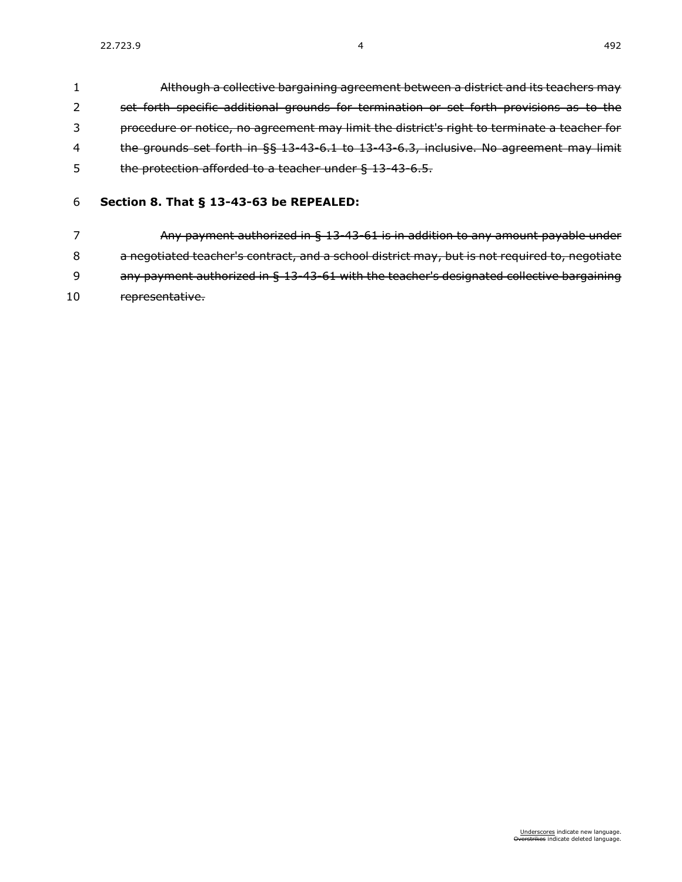~~Although a collective bargaining agreement between a district and its teachers may set forth specific additional grounds for termination or set forth provisions as to the procedure or notice, no agreement may limit the district's right to terminate a teacher for the grounds set forth in §§ 13-43-6.1 to 13-43-6.3, inclusive. No agreement may limit the protection afforded to a teacher under § 13-43-6.5.~~

**Section 8. That § 13-43-63 be REPEALED:**

~~Any payment authorized in § 13-43-61 is in addition to any amount payable under a negotiated teacher's contract, and a school district may, but is not required to, negotiate any payment authorized in § 13-43-61 with the teacher's designated collective bargaining representative.~~

Underscores indicate new language.
~~Overstrikes~~ indicate deleted language.